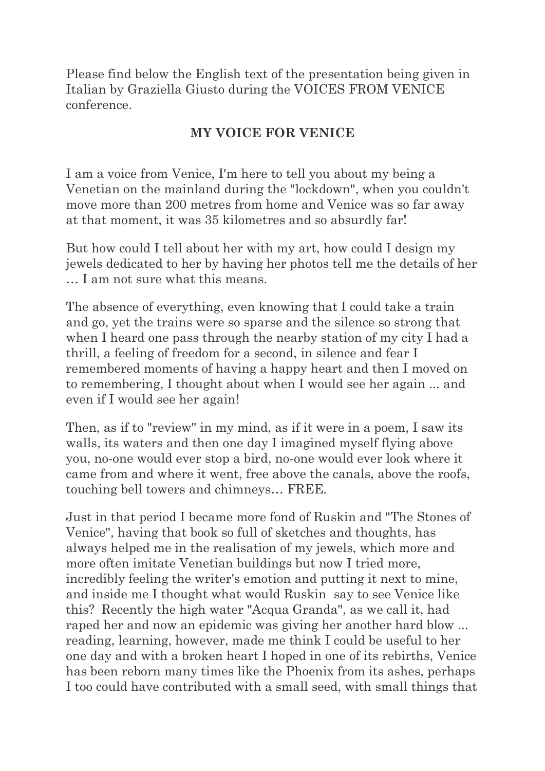Please find below the English text of the presentation being given in Italian by Graziella Giusto during the VOICES FROM VENICE conference.

## MY VOICE FOR VENICE

I am a voice from Venice, I'm here to tell you about my being a Venetian on the mainland during the "lockdown", when you couldn't move more than 200 metres from home and Venice was so far away at that moment, it was 35 kilometres and so absurdly far!

But how could I tell about her with my art, how could I design my jewels dedicated to her by having her photos tell me the details of her … I am not sure what this means.

The absence of everything, even knowing that I could take a train and go, yet the trains were so sparse and the silence so strong that when I heard one pass through the nearby station of my city I had a thrill, a feeling of freedom for a second, in silence and fear I remembered moments of having a happy heart and then I moved on to remembering, I thought about when I would see her again ... and even if I would see her again!

Then, as if to "review" in my mind, as if it were in a poem, I saw its walls, its waters and then one day I imagined myself flying above you, no-one would ever stop a bird, no-one would ever look where it came from and where it went, free above the canals, above the roofs, touching bell towers and chimneys… FREE.

Just in that period I became more fond of Ruskin and "The Stones of Venice", having that book so full of sketches and thoughts, has always helped me in the realisation of my jewels, which more and more often imitate Venetian buildings but now I tried more, incredibly feeling the writer's emotion and putting it next to mine, and inside me I thought what would Ruskin say to see Venice like this? Recently the high water "Acqua Granda", as we call it, had raped her and now an epidemic was giving her another hard blow ... reading, learning, however, made me think I could be useful to her one day and with a broken heart I hoped in one of its rebirths, Venice has been reborn many times like the Phoenix from its ashes, perhaps I too could have contributed with a small seed, with small things that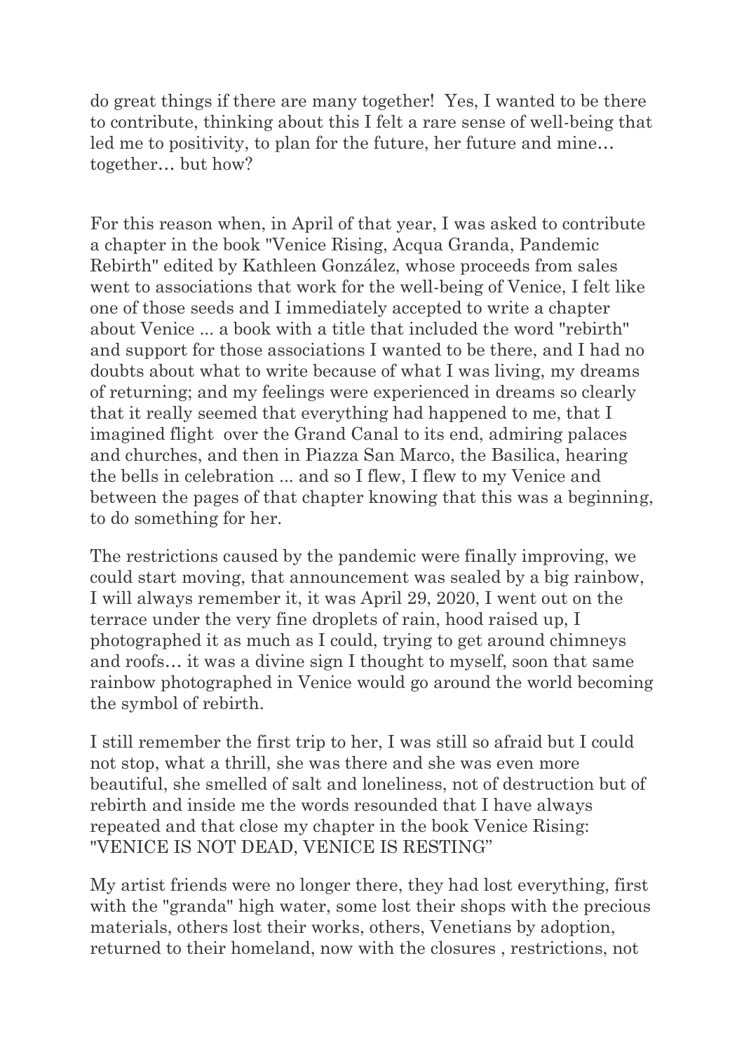do great things if there are many together!  Yes, I wanted to be there to contribute, thinking about this I felt a rare sense of well-being that led me to positivity, to plan for the future, her future and mine… together… but how?

For this reason when, in April of that year, I was asked to contribute a chapter in the book "Venice Rising, Acqua Granda, Pandemic Rebirth" edited by Kathleen González, whose proceeds from sales went to associations that work for the well-being of Venice, I felt like one of those seeds and I immediately accepted to write a chapter about Venice ... a book with a title that included the word "rebirth" and support for those associations I wanted to be there, and I had no doubts about what to write because of what I was living, my dreams of returning; and my feelings were experienced in dreams so clearly that it really seemed that everything had happened to me, that I imagined flight  over the Grand Canal to its end, admiring palaces and churches, and then in Piazza San Marco, the Basilica, hearing the bells in celebration ... and so I flew, I flew to my Venice and between the pages of that chapter knowing that this was a beginning, to do something for her.

The restrictions caused by the pandemic were finally improving, we could start moving, that announcement was sealed by a big rainbow, I will always remember it, it was April 29, 2020, I went out on the terrace under the very fine droplets of rain, hood raised up, I photographed it as much as I could, trying to get around chimneys and roofs… it was a divine sign I thought to myself, soon that same rainbow photographed in Venice would go around the world becoming the symbol of rebirth.

I still remember the first trip to her, I was still so afraid but I could not stop, what a thrill, she was there and she was even more beautiful, she smelled of salt and loneliness, not of destruction but of rebirth and inside me the words resounded that I have always repeated and that close my chapter in the book Venice Rising: "VENICE IS NOT DEAD, VENICE IS RESTING"

My artist friends were no longer there, they had lost everything, first with the "granda" high water, some lost their shops with the precious materials, others lost their works, others, Venetians by adoption, returned to their homeland, now with the closures , restrictions, not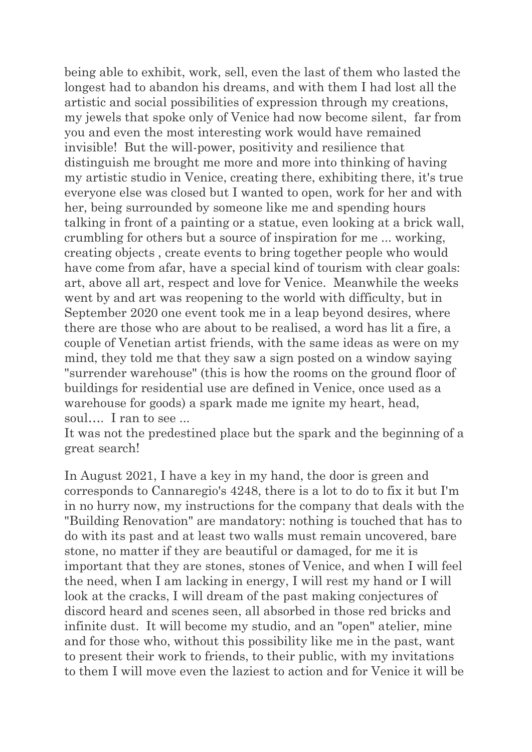being able to exhibit, work, sell, even the last of them who lasted the longest had to abandon his dreams, and with them I had lost all the artistic and social possibilities of expression through my creations, my jewels that spoke only of Venice had now become silent, far from you and even the most interesting work would have remained invisible! But the will-power, positivity and resilience that distinguish me brought me more and more into thinking of having my artistic studio in Venice, creating there, exhibiting there, it's true everyone else was closed but I wanted to open, work for her and with her, being surrounded by someone like me and spending hours talking in front of a painting or a statue, even looking at a brick wall, crumbling for others but a source of inspiration for me ... working, creating objects , create events to bring together people who would have come from afar, have a special kind of tourism with clear goals: art, above all art, respect and love for Venice. Meanwhile the weeks went by and art was reopening to the world with difficulty, but in September 2020 one event took me in a leap beyond desires, where there are those who are about to be realised, a word has lit a fire, a couple of Venetian artist friends, with the same ideas as were on my mind, they told me that they saw a sign posted on a window saying "surrender warehouse" (this is how the rooms on the ground floor of buildings for residential use are defined in Venice, once used as a warehouse for goods) a spark made me ignite my heart, head, soul…. I ran to see ...
It was not the predestined place but the spark and the beginning of a great search!

In August 2021, I have a key in my hand, the door is green and corresponds to Cannaregio's 4248, there is a lot to do to fix it but I'm in no hurry now, my instructions for the company that deals with the "Building Renovation" are mandatory: nothing is touched that has to do with its past and at least two walls must remain uncovered, bare stone, no matter if they are beautiful or damaged, for me it is important that they are stones, stones of Venice, and when I will feel the need, when I am lacking in energy, I will rest my hand or I will look at the cracks, I will dream of the past making conjectures of discord heard and scenes seen, all absorbed in those red bricks and infinite dust. It will become my studio, and an "open" atelier, mine and for those who, without this possibility like me in the past, want to present their work to friends, to their public, with my invitations to them I will move even the laziest to action and for Venice it will be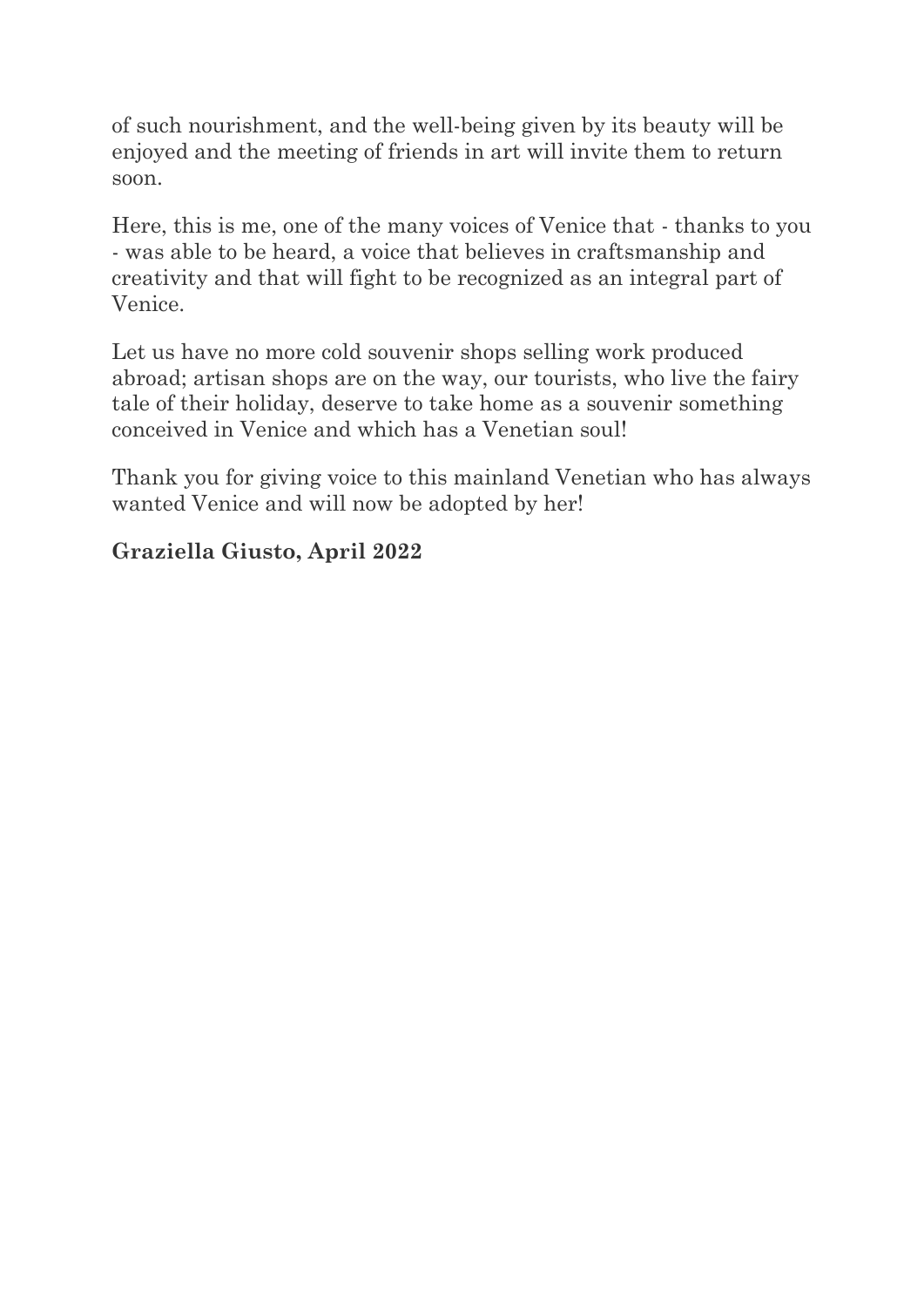of such nourishment, and the well-being given by its beauty will be enjoyed and the meeting of friends in art will invite them to return soon.

Here, this is me, one of the many voices of Venice that - thanks to you - was able to be heard, a voice that believes in craftsmanship and creativity and that will fight to be recognized as an integral part of Venice.

Let us have no more cold souvenir shops selling work produced abroad; artisan shops are on the way, our tourists, who live the fairy tale of their holiday, deserve to take home as a souvenir something conceived in Venice and which has a Venetian soul!

Thank you for giving voice to this mainland Venetian who has always wanted Venice and will now be adopted by her!

**Graziella Giusto, April 2022**